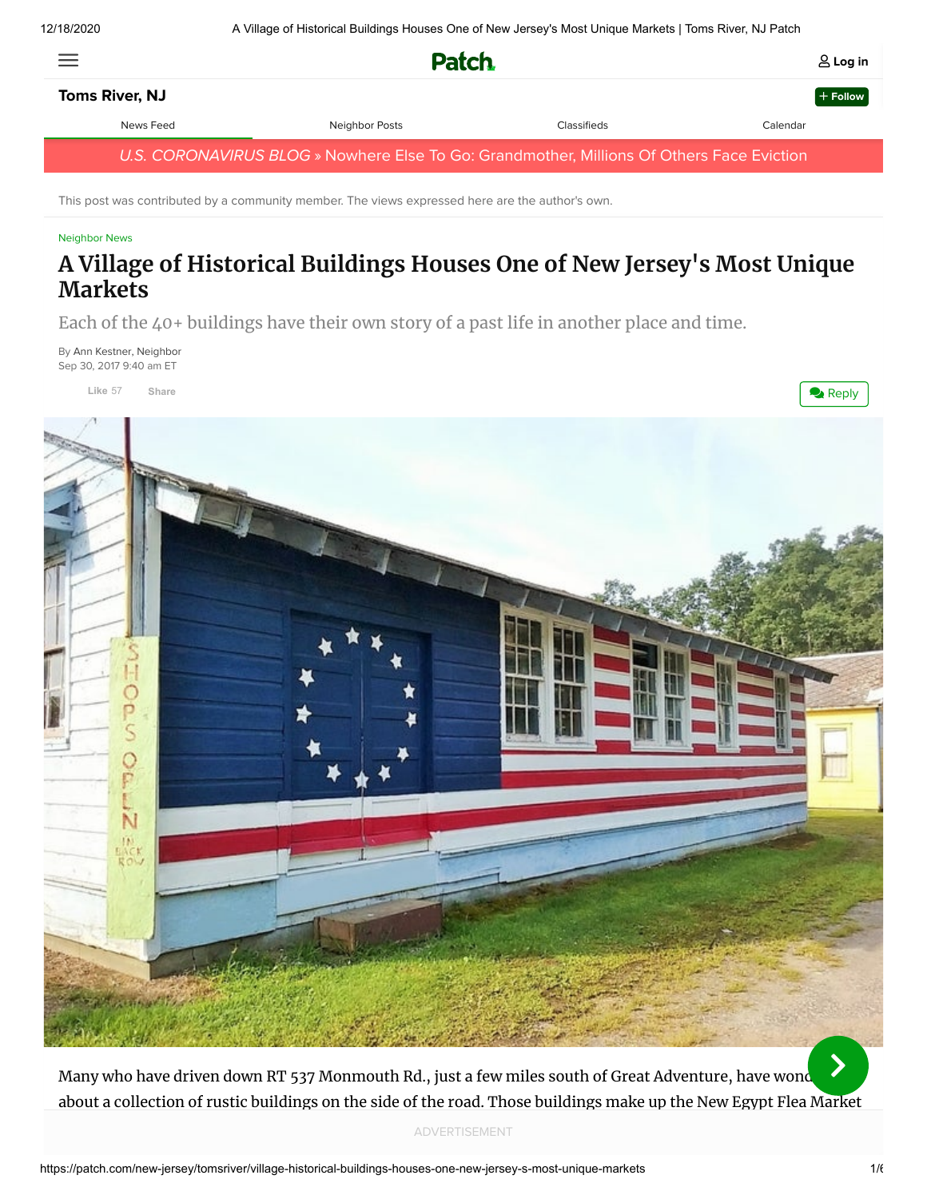Toms River, NJ

News Feed | Neighbor Posts | Classifieds | Calendar

U.S. CORONAVIRUS BLOG » Nowhere Else To Go: Grandmother, Millions Of Others Face Eviction

This post was contributed by a community member. The views expressed here are the author's own.

Neighbor News

# A Village of Historical Buildings Houses One of New Jersey's Most Unique Markets

Each of the 40+ buildings have their own story of a past life in another place and time.

By Ann Kestner, Neighbor
Sep 30, 2017 9:40 am ET

Like 57 Share

Reply

Many who have driven down RT 537 Monmouth Rd., just a few miles south of Great Adventure, have wond about a collection of rustic buildings on the side of the road. Those buildings make up the New Egypt Flea Market

ADVERTISEMENT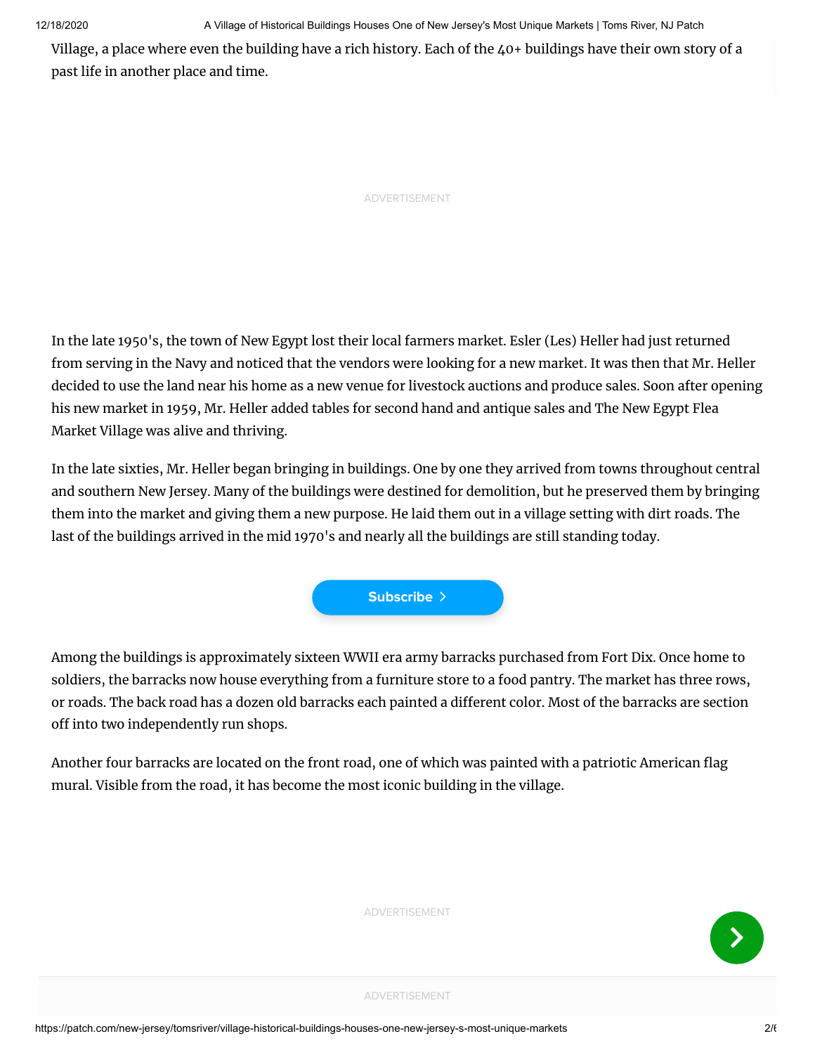Village, a place where even the building have a rich history. Each of the 40+ buildings have their own story of a past life in another place and time.

In the late 1950's, the town of New Egypt lost their local farmers market. Esler (Les) Heller had just returned from serving in the Navy and noticed that the vendors were looking for a new market. It was then that Mr. Heller decided to use the land near his home as a new venue for livestock auctions and produce sales. Soon after opening his new market in 1959, Mr. Heller added tables for second hand and antique sales and The New Egypt Flea Market Village was alive and thriving.

In the late sixties, Mr. Heller began bringing in buildings. One by one they arrived from towns throughout central and southern New Jersey. Many of the buildings were destined for demolition, but he preserved them by bringing them into the market and giving them a new purpose. He laid them out in a village setting with dirt roads. The last of the buildings arrived in the mid 1970's and nearly all the buildings are still standing today.

Among the buildings is approximately sixteen WWII era army barracks purchased from Fort Dix. Once home to soldiers, the barracks now house everything from a furniture store to a food pantry. The market has three rows, or roads. The back road has a dozen old barracks each painted a different color. Most of the barracks are section off into two independently run shops.

Another four barracks are located on the front road, one of which was painted with a patriotic American flag mural. Visible from the road, it has become the most iconic building in the village.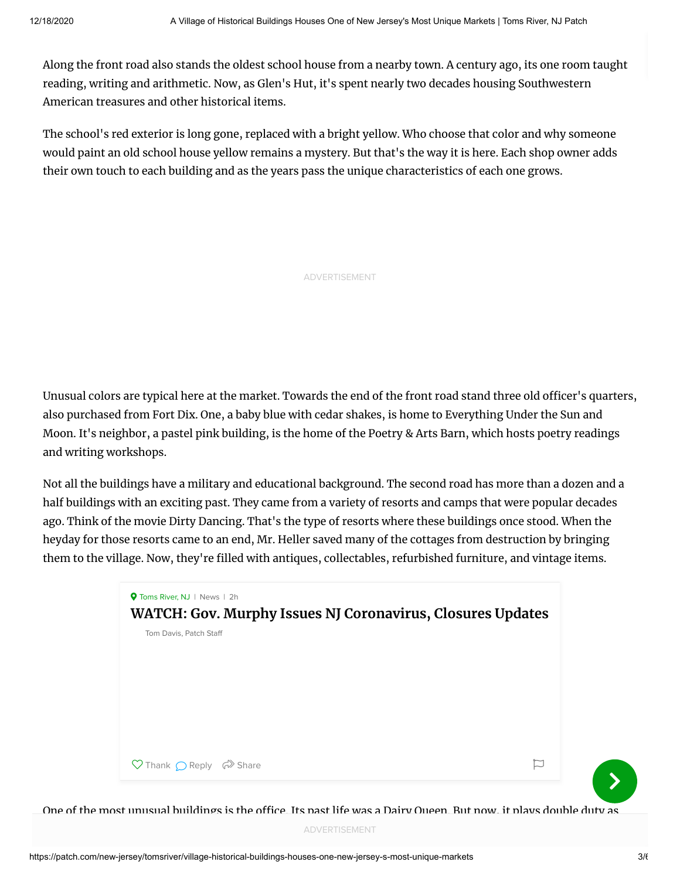Along the front road also stands the oldest school house from a nearby town. A century ago, its one room taught reading, writing and arithmetic. Now, as Glen's Hut, it's spent nearly two decades housing Southwestern American treasures and other historical items.

The school's red exterior is long gone, replaced with a bright yellow. Who choose that color and why someone would paint an old school house yellow remains a mystery. But that's the way it is here. Each shop owner adds their own touch to each building and as the years pass the unique characteristics of each one grows.

Unusual colors are typical here at the market. Towards the end of the front road stand three old officer's quarters, also purchased from Fort Dix. One, a baby blue with cedar shakes, is home to Everything Under the Sun and Moon. It's neighbor, a pastel pink building, is the home of the Poetry & Arts Barn, which hosts poetry readings and writing workshops.

Not all the buildings have a military and educational background. The second road has more than a dozen and a half buildings with an exciting past. They came from a variety of resorts and camps that were popular decades ago. Think of the movie Dirty Dancing. That's the type of resorts where these buildings once stood. When the heyday for those resorts came to an end, Mr. Heller saved many of the cottages from destruction by bringing them to the village. Now, they're filled with antiques, collectables, refurbished furniture, and vintage items.

One of the most unusual buildings is the office. Its past life was a Dairy Queen. But now, it plays double duty as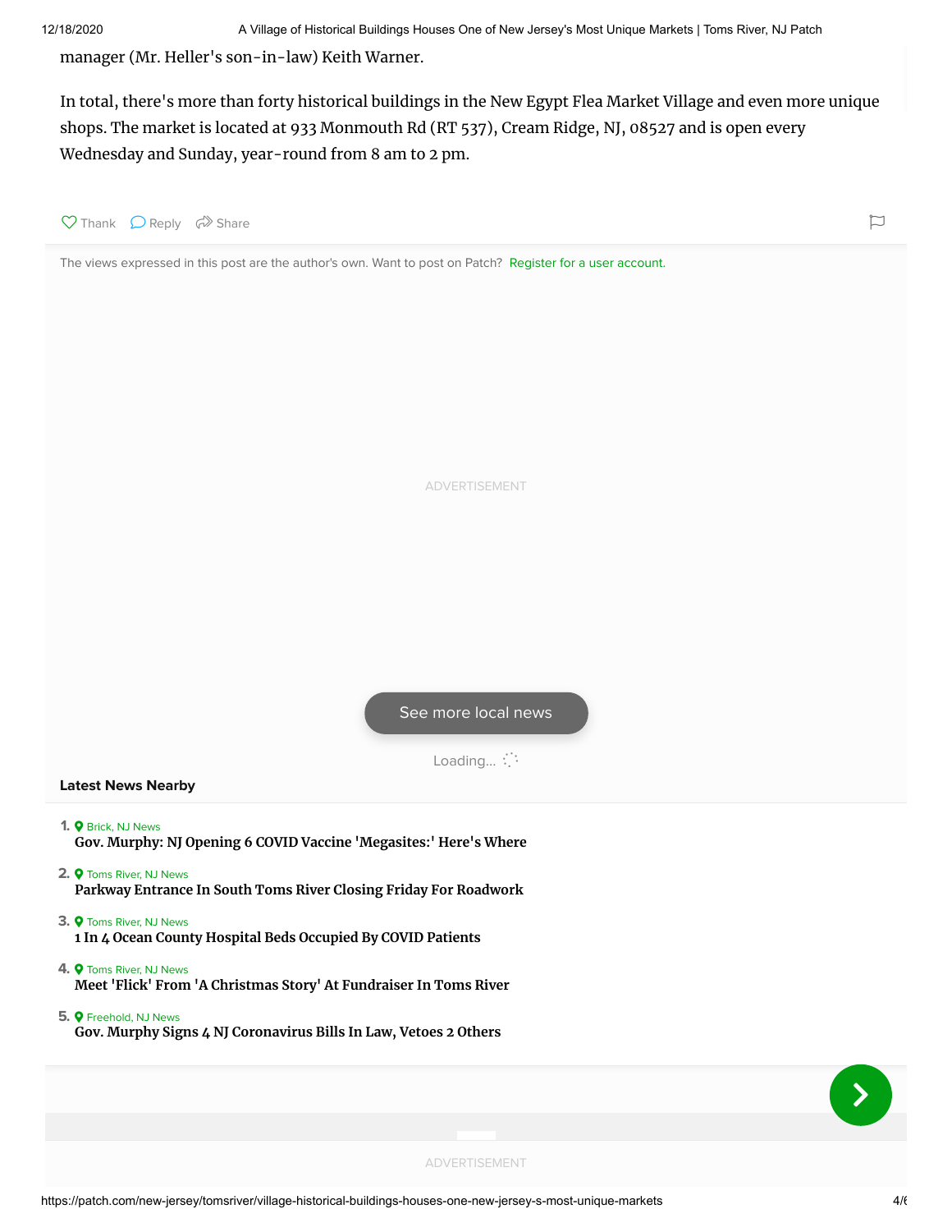manager (Mr. Heller's son-in-law) Keith Warner.

In total, there's more than forty historical buildings in the New Egypt Flea Market Village and even more unique shops. The market is located at 933 Monmouth Rd (RT 537), Cream Ridge, NJ, 08527 and is open every Wednesday and Sunday, year-round from 8 am to 2 pm.

Thank Reply Share

The views expressed in this post are the author's own. Want to post on Patch? Register for a user account.

ADVERTISEMENT

See more local news

Loading...

**Latest News Nearby**

1. Brick, NJ News
   **Gov. Murphy: NJ Opening 6 COVID Vaccine 'Megasites:' Here's Where**
2. Toms River, NJ News
   **Parkway Entrance In South Toms River Closing Friday For Roadwork**
3. Toms River, NJ News
   **1 In 4 Ocean County Hospital Beds Occupied By COVID Patients**
4. Toms River, NJ News
   **Meet 'Flick' From 'A Christmas Story' At Fundraiser In Toms River**
5. Freehold, NJ News
   **Gov. Murphy Signs 4 NJ Coronavirus Bills In Law, Vetoes 2 Others**

ADVERTISEMENT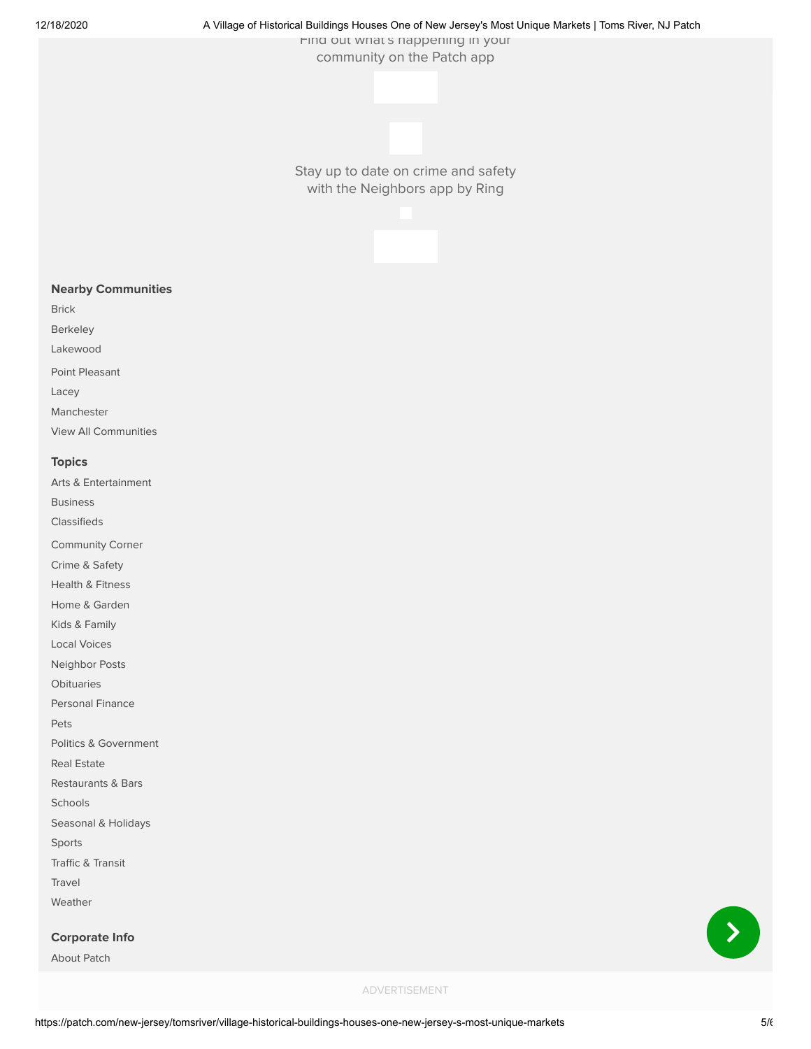Find out what's happening in your community on the Patch app

Stay up to date on crime and safety with the Neighbors app by Ring

**Nearby Communities**

Brick

Berkeley

Lakewood

Point Pleasant

Lacey

Manchester

View All Communities

**Topics**

Arts & Entertainment

Business

Classifieds

Community Corner

Crime & Safety

Health & Fitness

Home & Garden

Kids & Family

Local Voices

Neighbor Posts

Obituaries

Personal Finance

Pets

Politics & Government

Real Estate

Restaurants & Bars

Schools

Seasonal & Holidays

Sports

Traffic & Transit

Travel

Weather

**Corporate Info**

About Patch

ADVERTISEMENT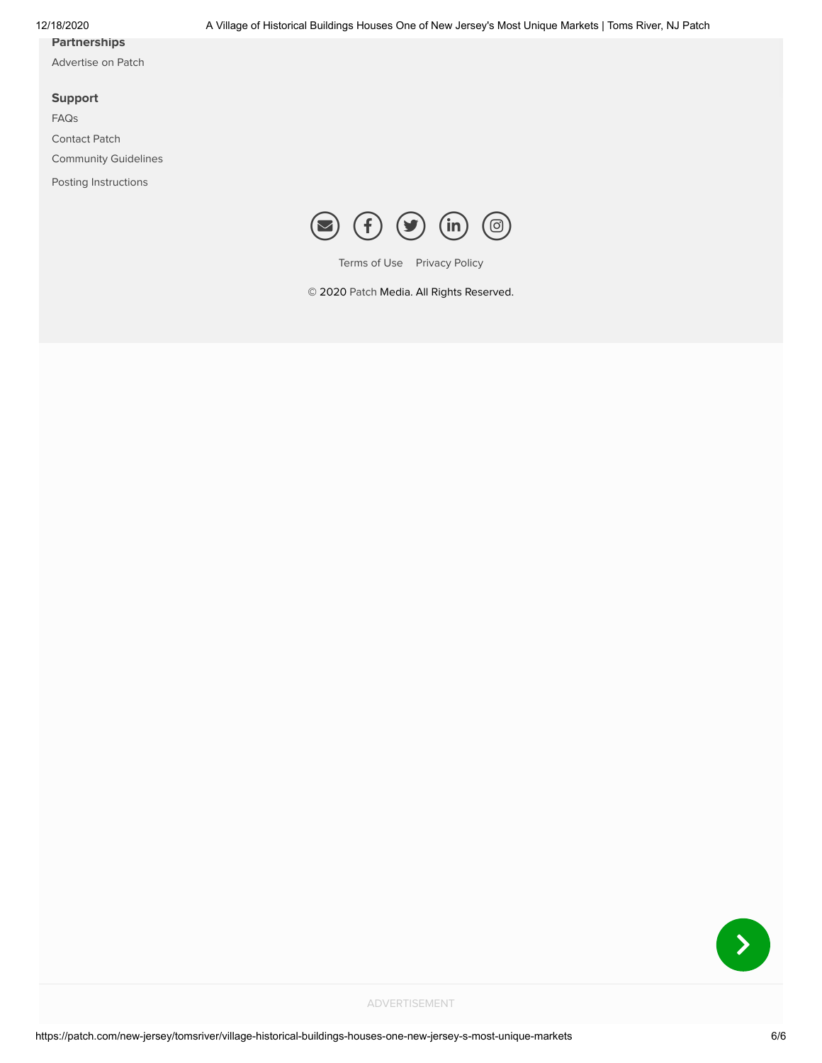**Partnerships**

Advertise on Patch

**Support**

FAQs

Contact Patch

Community Guidelines

Posting Instructions

Terms of Use Privacy Policy

© 2020 Patch Media. All Rights Reserved.

ADVERTISEMENT